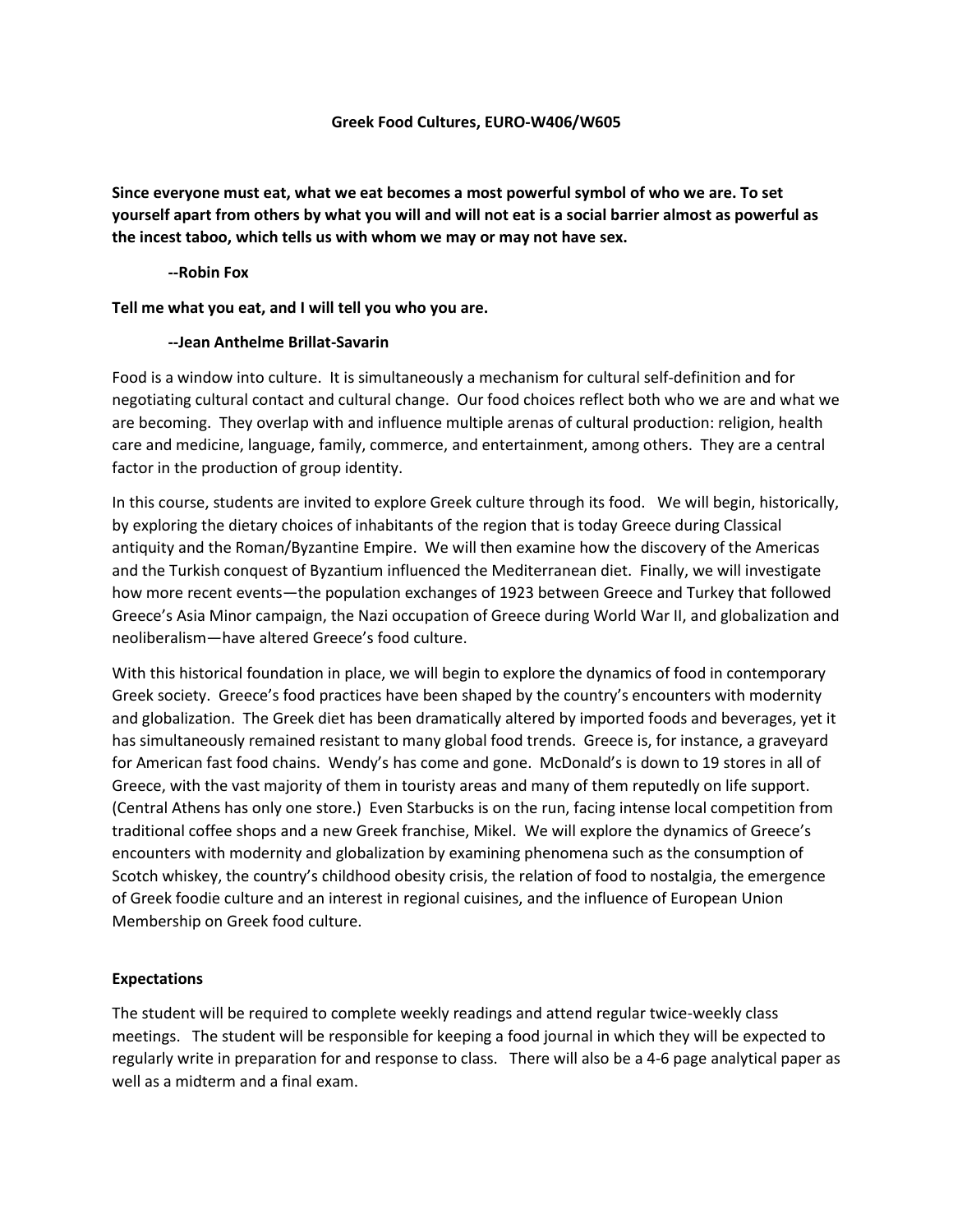# Greek Food Cultures, EURO-W406/W605

**Since everyone must eat, what we eat becomes a most powerful symbol of who we are. To set yourself apart from others by what you will and will not eat is a social barrier almost as powerful as the incest taboo, which tells us with whom we may or may not have sex.**

**--Robin Fox**

**Tell me what you eat, and I will tell you who you are.**

**--Jean Anthelme Brillat-Savarin**

Food is a window into culture. It is simultaneously a mechanism for cultural self-definition and for negotiating cultural contact and cultural change. Our food choices reflect both who we are and what we are becoming. They overlap with and influence multiple arenas of cultural production: religion, health care and medicine, language, family, commerce, and entertainment, among others. They are a central factor in the production of group identity.

In this course, students are invited to explore Greek culture through its food. We will begin, historically, by exploring the dietary choices of inhabitants of the region that is today Greece during Classical antiquity and the Roman/Byzantine Empire. We will then examine how the discovery of the Americas and the Turkish conquest of Byzantium influenced the Mediterranean diet. Finally, we will investigate how more recent events—the population exchanges of 1923 between Greece and Turkey that followed Greece's Asia Minor campaign, the Nazi occupation of Greece during World War II, and globalization and neoliberalism—have altered Greece's food culture.

With this historical foundation in place, we will begin to explore the dynamics of food in contemporary Greek society. Greece's food practices have been shaped by the country's encounters with modernity and globalization. The Greek diet has been dramatically altered by imported foods and beverages, yet it has simultaneously remained resistant to many global food trends. Greece is, for instance, a graveyard for American fast food chains. Wendy's has come and gone. McDonald's is down to 19 stores in all of Greece, with the vast majority of them in touristy areas and many of them reputedly on life support. (Central Athens has only one store.) Even Starbucks is on the run, facing intense local competition from traditional coffee shops and a new Greek franchise, Mikel. We will explore the dynamics of Greece's encounters with modernity and globalization by examining phenomena such as the consumption of Scotch whiskey, the country's childhood obesity crisis, the relation of food to nostalgia, the emergence of Greek foodie culture and an interest in regional cuisines, and the influence of European Union Membership on Greek food culture.

## Expectations

The student will be required to complete weekly readings and attend regular twice-weekly class meetings. The student will be responsible for keeping a food journal in which they will be expected to regularly write in preparation for and response to class. There will also be a 4-6 page analytical paper as well as a midterm and a final exam.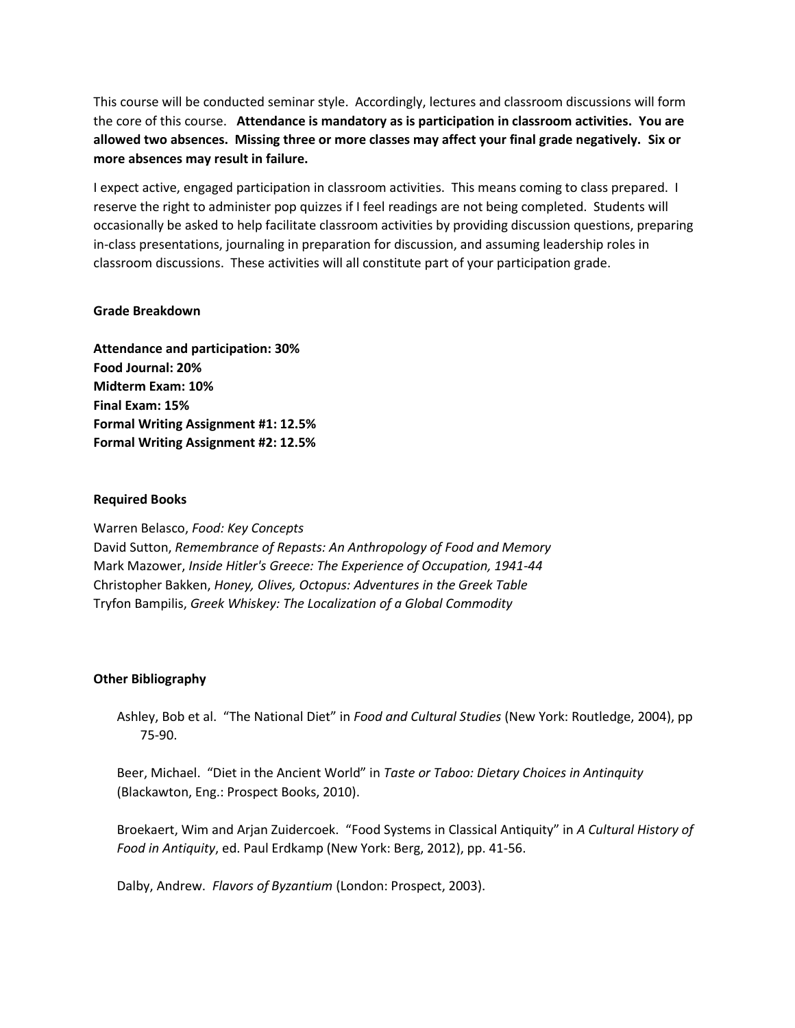This course will be conducted seminar style. Accordingly, lectures and classroom discussions will form the core of this course. **Attendance is mandatory as is participation in classroom activities. You are allowed two absences. Missing three or more classes may affect your final grade negatively. Six or more absences may result in failure.**

I expect active, engaged participation in classroom activities. This means coming to class prepared. I reserve the right to administer pop quizzes if I feel readings are not being completed. Students will occasionally be asked to help facilitate classroom activities by providing discussion questions, preparing in-class presentations, journaling in preparation for discussion, and assuming leadership roles in classroom discussions. These activities will all constitute part of your participation grade.

**Grade Breakdown**

**Attendance and participation: 30%**
**Food Journal: 20%**
**Midterm Exam: 10%**
**Final Exam: 15%**
**Formal Writing Assignment #1: 12.5%**
**Formal Writing Assignment #2: 12.5%**

**Required Books**

Warren Belasco, *Food: Key Concepts*
David Sutton, *Remembrance of Repasts: An Anthropology of Food and Memory*
Mark Mazower, *Inside Hitler's Greece: The Experience of Occupation, 1941-44*
Christopher Bakken, *Honey, Olives, Octopus: Adventures in the Greek Table*
Tryfon Bampilis, *Greek Whiskey: The Localization of a Global Commodity*

**Other Bibliography**

Ashley, Bob et al. "The National Diet" in *Food and Cultural Studies* (New York: Routledge, 2004), pp 75-90.

Beer, Michael. "Diet in the Ancient World" in *Taste or Taboo: Dietary Choices in Antinquity* (Blackawton, Eng.: Prospect Books, 2010).

Broekaert, Wim and Arjan Zuidercoek. "Food Systems in Classical Antiquity" in *A Cultural History of Food in Antiquity*, ed. Paul Erdkamp (New York: Berg, 2012), pp. 41-56.

Dalby, Andrew. *Flavors of Byzantium* (London: Prospect, 2003).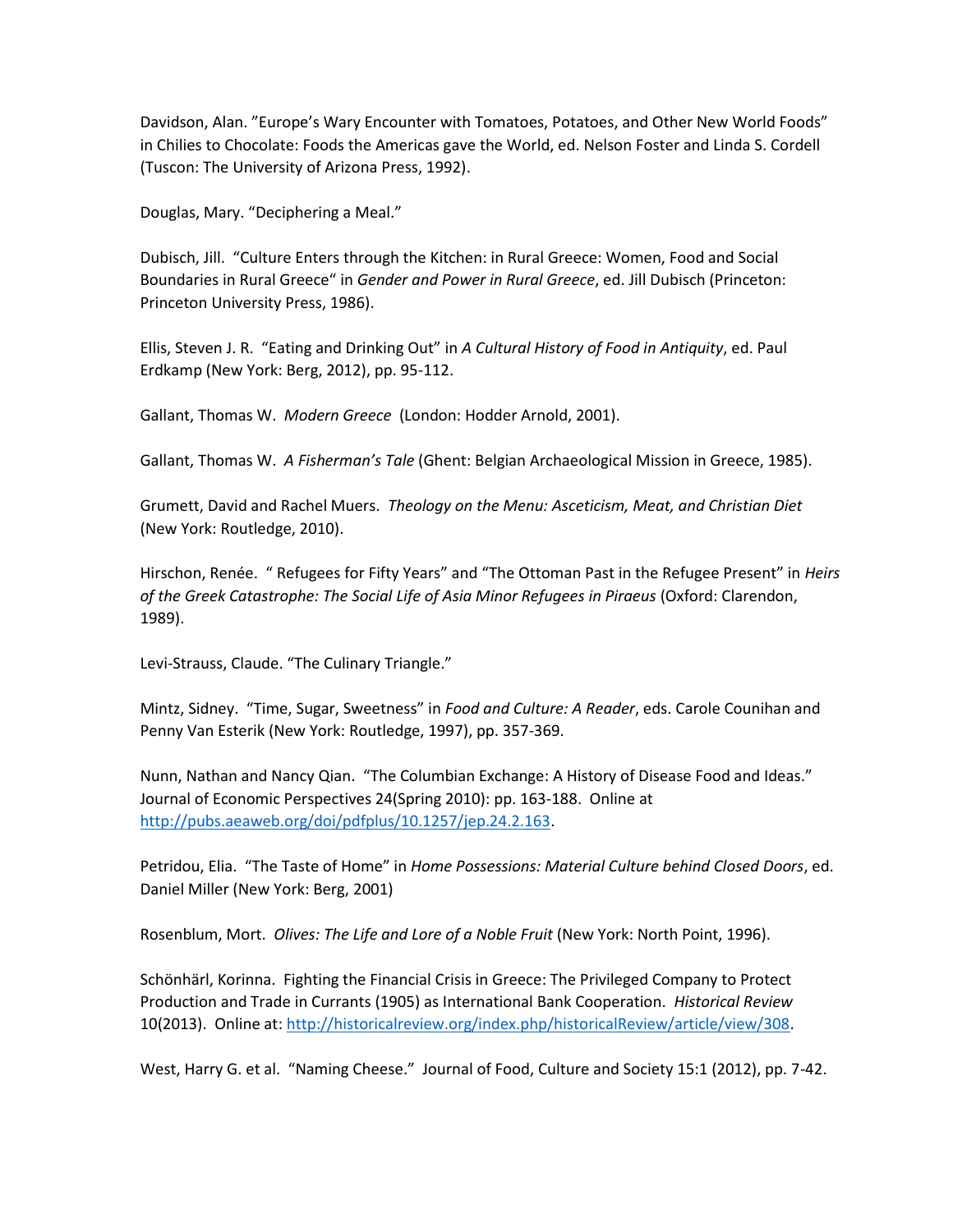Davidson, Alan. "Europe's Wary Encounter with Tomatoes, Potatoes, and Other New World Foods" in Chilies to Chocolate: Foods the Americas gave the World, ed. Nelson Foster and Linda S. Cordell (Tuscon: The University of Arizona Press, 1992).

Douglas, Mary. "Deciphering a Meal."

Dubisch, Jill. "Culture Enters through the Kitchen: in Rural Greece: Women, Food and Social Boundaries in Rural Greece" in *Gender and Power in Rural Greece*, ed. Jill Dubisch (Princeton: Princeton University Press, 1986).

Ellis, Steven J. R. "Eating and Drinking Out" in *A Cultural History of Food in Antiquity*, ed. Paul Erdkamp (New York: Berg, 2012), pp. 95-112.

Gallant, Thomas W. *Modern Greece* (London: Hodder Arnold, 2001).

Gallant, Thomas W. *A Fisherman's Tale* (Ghent: Belgian Archaeological Mission in Greece, 1985).

Grumett, David and Rachel Muers. *Theology on the Menu: Asceticism, Meat, and Christian Diet* (New York: Routledge, 2010).

Hirschon, Renée. " Refugees for Fifty Years" and "The Ottoman Past in the Refugee Present" in *Heirs of the Greek Catastrophe: The Social Life of Asia Minor Refugees in Piraeus* (Oxford: Clarendon, 1989).

Levi-Strauss, Claude. "The Culinary Triangle."

Mintz, Sidney. "Time, Sugar, Sweetness" in *Food and Culture: A Reader*, eds. Carole Counihan and Penny Van Esterik (New York: Routledge, 1997), pp. 357-369.

Nunn, Nathan and Nancy Qian. "The Columbian Exchange: A History of Disease Food and Ideas." Journal of Economic Perspectives 24(Spring 2010): pp. 163-188. Online at http://pubs.aeaweb.org/doi/pdfplus/10.1257/jep.24.2.163.

Petridou, Elia. "The Taste of Home" in *Home Possessions: Material Culture behind Closed Doors*, ed. Daniel Miller (New York: Berg, 2001)

Rosenblum, Mort. *Olives: The Life and Lore of a Noble Fruit* (New York: North Point, 1996).

Schönhärl, Korinna. Fighting the Financial Crisis in Greece: The Privileged Company to Protect Production and Trade in Currants (1905) as International Bank Cooperation. *Historical Review* 10(2013). Online at: http://historicalreview.org/index.php/historicalReview/article/view/308.

West, Harry G. et al. "Naming Cheese." Journal of Food, Culture and Society 15:1 (2012), pp. 7-42.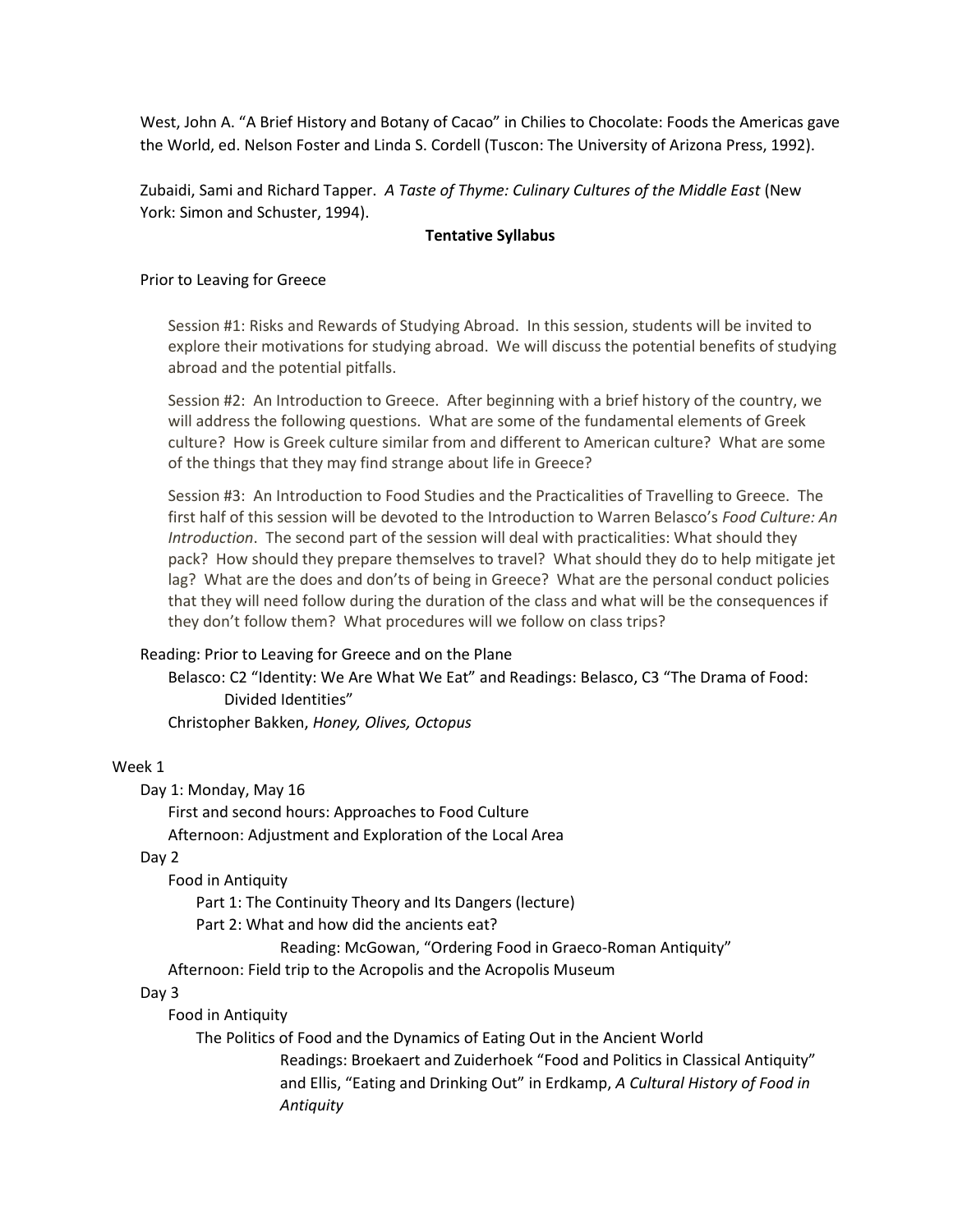West, John A. "A Brief History and Botany of Cacao" in Chilies to Chocolate: Foods the Americas gave the World, ed. Nelson Foster and Linda S. Cordell (Tuscon: The University of Arizona Press, 1992).

Zubaidi, Sami and Richard Tapper. *A Taste of Thyme: Culinary Cultures of the Middle East* (New York: Simon and Schuster, 1994).

**Tentative Syllabus**

Prior to Leaving for Greece

Session #1: Risks and Rewards of Studying Abroad. In this session, students will be invited to explore their motivations for studying abroad. We will discuss the potential benefits of studying abroad and the potential pitfalls.

Session #2: An Introduction to Greece. After beginning with a brief history of the country, we will address the following questions. What are some of the fundamental elements of Greek culture? How is Greek culture similar from and different to American culture? What are some of the things that they may find strange about life in Greece?

Session #3: An Introduction to Food Studies and the Practicalities of Travelling to Greece. The first half of this session will be devoted to the Introduction to Warren Belasco's *Food Culture: An Introduction*. The second part of the session will deal with practicalities: What should they pack? How should they prepare themselves to travel? What should they do to help mitigate jet lag? What are the does and don'ts of being in Greece? What are the personal conduct policies that they will need follow during the duration of the class and what will be the consequences if they don't follow them? What procedures will we follow on class trips?

Reading: Prior to Leaving for Greece and on the Plane

Belasco: C2 "Identity: We Are What We Eat" and Readings: Belasco, C3 "The Drama of Food: Divided Identities"

Christopher Bakken, *Honey, Olives, Octopus*

Week 1

Day 1: Monday, May 16

First and second hours: Approaches to Food Culture

Afternoon: Adjustment and Exploration of the Local Area

Day 2

Food in Antiquity

Part 1: The Continuity Theory and Its Dangers (lecture)

Part 2: What and how did the ancients eat?

Reading: McGowan, "Ordering Food in Graeco-Roman Antiquity"

Afternoon: Field trip to the Acropolis and the Acropolis Museum

Day 3

Food in Antiquity

The Politics of Food and the Dynamics of Eating Out in the Ancient World

Readings: Broekaert and Zuiderhoek "Food and Politics in Classical Antiquity" and Ellis, "Eating and Drinking Out" in Erdkamp, *A Cultural History of Food in Antiquity*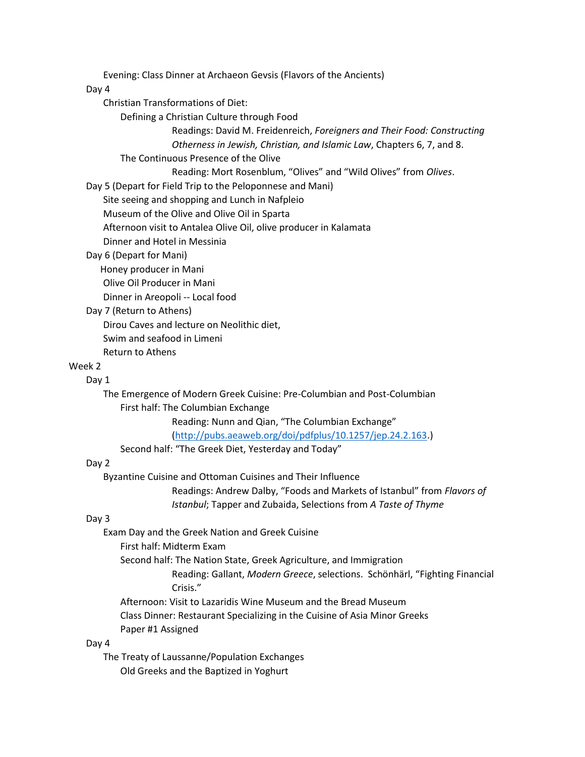Evening: Class Dinner at Archaeon Gevsis (Flavors of the Ancients)

Day 4

- Christian Transformations of Diet:
  - Defining a Christian Culture through Food
    - Readings: David M. Freidenreich, *Foreigners and Their Food: Constructing Otherness in Jewish, Christian, and Islamic Law*, Chapters 6, 7, and 8.
  - The Continuous Presence of the Olive
    - Reading: Mort Rosenblum, “Olives” and “Wild Olives” from *Olives*.

Day 5 (Depart for Field Trip to the Peloponnese and Mani)

- Site seeing and shopping and Lunch in Nafpleio
- Museum of the Olive and Olive Oil in Sparta
- Afternoon visit to Antalea Olive Oil, olive producer in Kalamata
- Dinner and Hotel in Messinia

Day 6 (Depart for Mani)

- Honey producer in Mani
- Olive Oil Producer in Mani
- Dinner in Areopoli -- Local food

Day 7 (Return to Athens)

- Dirou Caves and lecture on Neolithic diet,
- Swim and seafood in Limeni
- Return to Athens

## Week 2

Day 1

- The Emergence of Modern Greek Cuisine: Pre-Columbian and Post-Columbian
  - First half: The Columbian Exchange
    - Reading: Nunn and Qian, “The Columbian Exchange” (http://pubs.aeaweb.org/doi/pdfplus/10.1257/jep.24.2.163.)
  - Second half: “The Greek Diet, Yesterday and Today”

Day 2

- Byzantine Cuisine and Ottoman Cuisines and Their Influence
  - Readings: Andrew Dalby, “Foods and Markets of Istanbul” from *Flavors of Istanbul*; Tapper and Zubaida, Selections from *A Taste of Thyme*

Day 3

- Exam Day and the Greek Nation and Greek Cuisine
  - First half: Midterm Exam
  - Second half: The Nation State, Greek Agriculture, and Immigration
    - Reading: Gallant, *Modern Greece*, selections. Schönhärl, “Fighting Financial Crisis.”
  - Afternoon: Visit to Lazaridis Wine Museum and the Bread Museum
  - Class Dinner: Restaurant Specializing in the Cuisine of Asia Minor Greeks
  - Paper #1 Assigned

Day 4

- The Treaty of Laussanne/Population Exchanges
  - Old Greeks and the Baptized in Yoghurt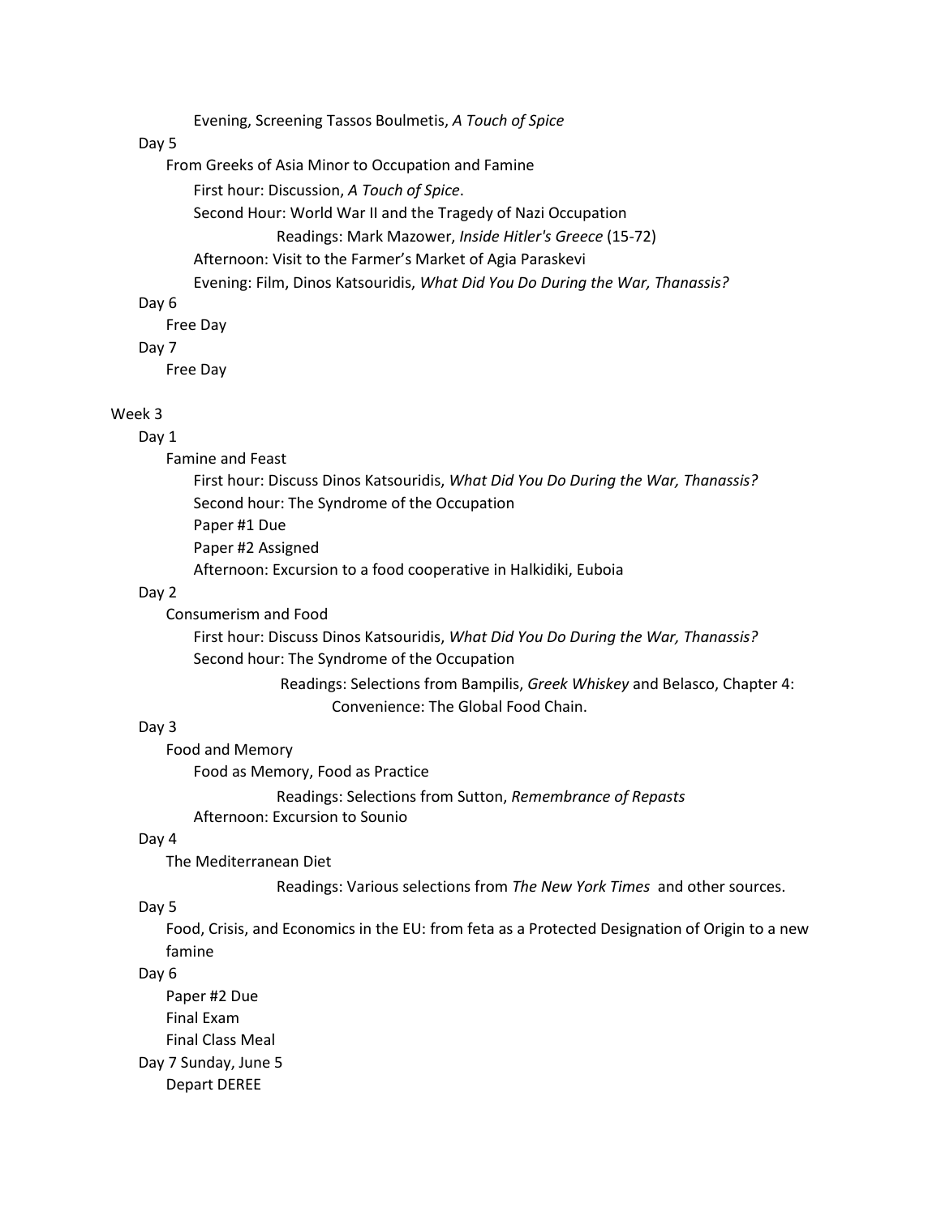Evening, Screening Tassos Boulmetis, *A Touch of Spice*

Day 5

From Greeks of Asia Minor to Occupation and Famine

First hour: Discussion, *A Touch of Spice*.

Second Hour: World War II and the Tragedy of Nazi Occupation

Readings: Mark Mazower, *Inside Hitler's Greece* (15-72)

Afternoon: Visit to the Farmer's Market of Agia Paraskevi

Evening: Film, Dinos Katsouridis, *What Did You Do During the War, Thanassis?*

Day 6

Free Day

Day 7

Free Day

## Week 3

Day 1

Famine and Feast

First hour: Discuss Dinos Katsouridis, *What Did You Do During the War, Thanassis?*

Second hour: The Syndrome of the Occupation

Paper #1 Due

Paper #2 Assigned

Afternoon: Excursion to a food cooperative in Halkidiki, Euboia

Day 2

Consumerism and Food

First hour: Discuss Dinos Katsouridis, *What Did You Do During the War, Thanassis?*

Second hour: The Syndrome of the Occupation

Readings: Selections from Bampilis, *Greek Whiskey* and Belasco, Chapter 4: Convenience: The Global Food Chain.

Day 3

Food and Memory

Food as Memory, Food as Practice

Readings: Selections from Sutton, *Remembrance of Repasts*

Afternoon: Excursion to Sounio

Day 4

The Mediterranean Diet

Readings: Various selections from *The New York Times* and other sources.

Day 5

Food, Crisis, and Economics in the EU: from feta as a Protected Designation of Origin to a new famine

Day 6

Paper #2 Due

Final Exam

Final Class Meal

Day 7 Sunday, June 5

Depart DEREE